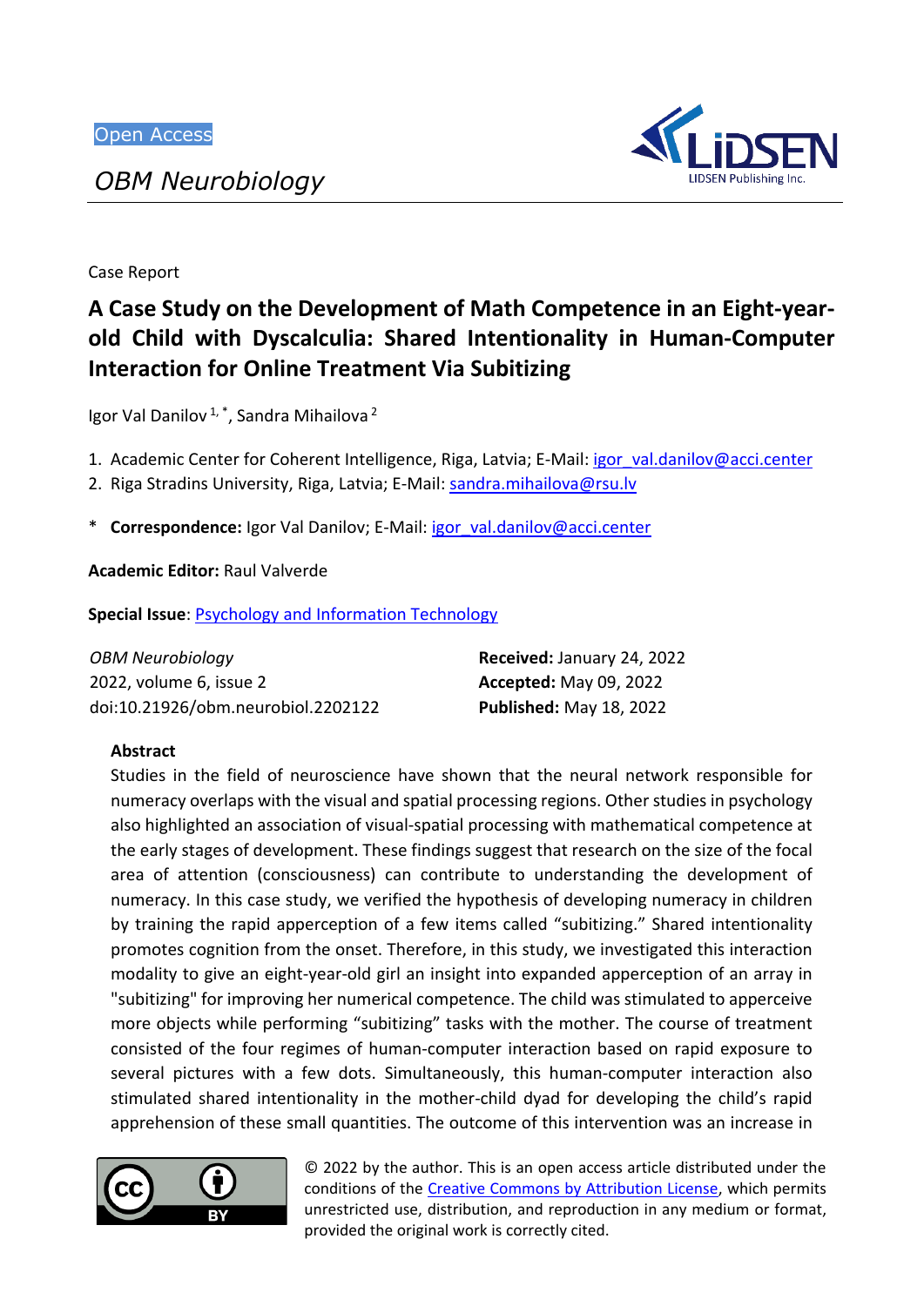Open Access

*OBM Neurobiology*

Case Report

# A Case Study on the Development of Math Competence in an Eight-year-old Child with Dyscalculia: Shared Intentionality in Human-Computer Interaction for Online Treatment Via Subitizing

Igor Val Danilov [1, *], Sandra Mihailova [2]

1. Academic Center for Coherent Intelligence, Riga, Latvia; E-Mail: igor_val.danilov@acci.center
2. Riga Stradins University, Riga, Latvia; E-Mail: sandra.mihailova@rsu.lv

\* **Correspondence:** Igor Val Danilov; E-Mail: igor_val.danilov@acci.center

**Academic Editor:** Raul Valverde

**Special Issue**: Psychology and Information Technology

*OBM Neurobiology*
2022, volume 6, issue 2
doi:10.21926/obm.neurobiol.2202122

**Received:** January 24, 2022
**Accepted:** May 09, 2022
**Published:** May 18, 2022

## Abstract

Studies in the field of neuroscience have shown that the neural network responsible for numeracy overlaps with the visual and spatial processing regions. Other studies in psychology also highlighted an association of visual-spatial processing with mathematical competence at the early stages of development. These findings suggest that research on the size of the focal area of attention (consciousness) can contribute to understanding the development of numeracy. In this case study, we verified the hypothesis of developing numeracy in children by training the rapid apperception of a few items called "subitizing." Shared intentionality promotes cognition from the onset. Therefore, in this study, we investigated this interaction modality to give an eight-year-old girl an insight into expanded apperception of an array in "subitizing" for improving her numerical competence. The child was stimulated to apperceive more objects while performing "subitizing" tasks with the mother. The course of treatment consisted of the four regimes of human-computer interaction based on rapid exposure to several pictures with a few dots. Simultaneously, this human-computer interaction also stimulated shared intentionality in the mother-child dyad for developing the child's rapid apprehension of these small quantities. The outcome of this intervention was an increase in

© 2022 by the author. This is an open access article distributed under the conditions of the Creative Commons by Attribution License, which permits unrestricted use, distribution, and reproduction in any medium or format, provided the original work is correctly cited.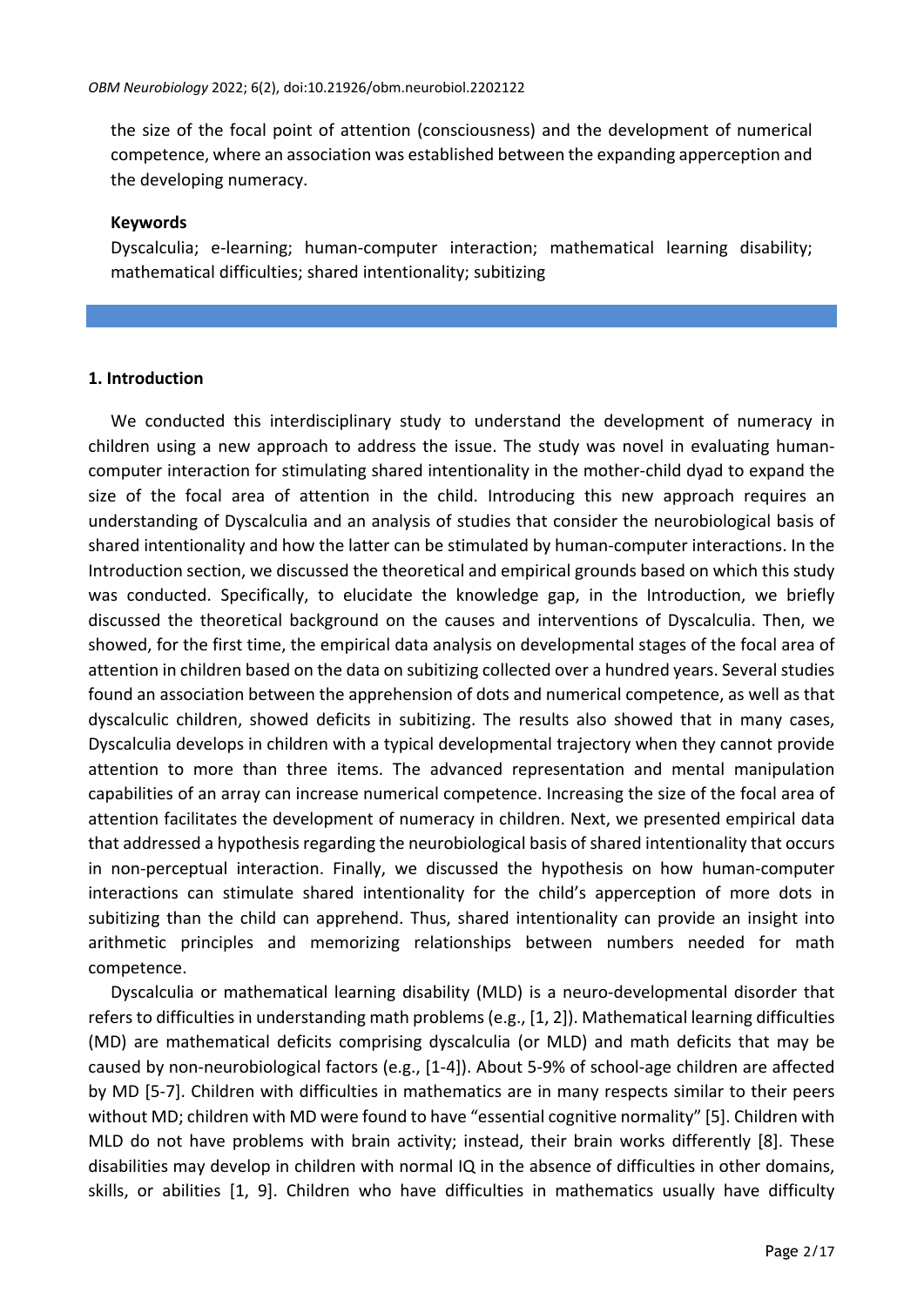the size of the focal point of attention (consciousness) and the development of numerical competence, where an association was established between the expanding apperception and the developing numeracy.

**Keywords**

Dyscalculia; e-learning; human-computer interaction; mathematical learning disability; mathematical difficulties; shared intentionality; subitizing

## 1. Introduction

We conducted this interdisciplinary study to understand the development of numeracy in children using a new approach to address the issue. The study was novel in evaluating human-computer interaction for stimulating shared intentionality in the mother-child dyad to expand the size of the focal area of attention in the child. Introducing this new approach requires an understanding of Dyscalculia and an analysis of studies that consider the neurobiological basis of shared intentionality and how the latter can be stimulated by human-computer interactions. In the Introduction section, we discussed the theoretical and empirical grounds based on which this study was conducted. Specifically, to elucidate the knowledge gap, in the Introduction, we briefly discussed the theoretical background on the causes and interventions of Dyscalculia. Then, we showed, for the first time, the empirical data analysis on developmental stages of the focal area of attention in children based on the data on subitizing collected over a hundred years. Several studies found an association between the apprehension of dots and numerical competence, as well as that dyscalculic children, showed deficits in subitizing. The results also showed that in many cases, Dyscalculia develops in children with a typical developmental trajectory when they cannot provide attention to more than three items. The advanced representation and mental manipulation capabilities of an array can increase numerical competence. Increasing the size of the focal area of attention facilitates the development of numeracy in children. Next, we presented empirical data that addressed a hypothesis regarding the neurobiological basis of shared intentionality that occurs in non-perceptual interaction. Finally, we discussed the hypothesis on how human-computer interactions can stimulate shared intentionality for the child's apperception of more dots in subitizing than the child can apprehend. Thus, shared intentionality can provide an insight into arithmetic principles and memorizing relationships between numbers needed for math competence.

Dyscalculia or mathematical learning disability (MLD) is a neuro-developmental disorder that refers to difficulties in understanding math problems (e.g., [1, 2]). Mathematical learning difficulties (MD) are mathematical deficits comprising dyscalculia (or MLD) and math deficits that may be caused by non-neurobiological factors (e.g., [1-4]). About 5-9% of school-age children are affected by MD [5-7]. Children with difficulties in mathematics are in many respects similar to their peers without MD; children with MD were found to have "essential cognitive normality" [5]. Children with MLD do not have problems with brain activity; instead, their brain works differently [8]. These disabilities may develop in children with normal IQ in the absence of difficulties in other domains, skills, or abilities [1, 9]. Children who have difficulties in mathematics usually have difficulty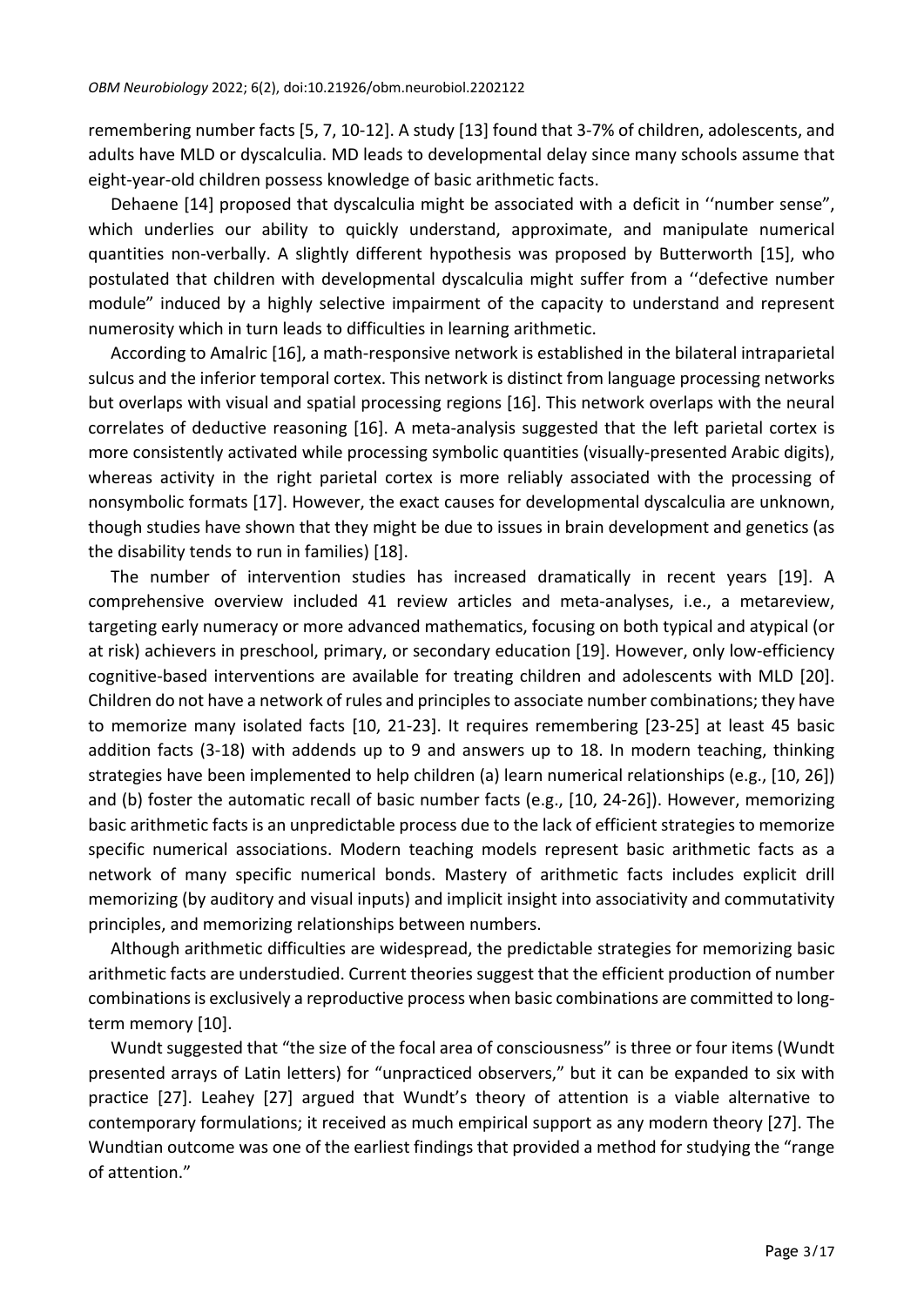remembering number facts [5, 7, 10-12]. A study [13] found that 3-7% of children, adolescents, and adults have MLD or dyscalculia. MD leads to developmental delay since many schools assume that eight-year-old children possess knowledge of basic arithmetic facts.

Dehaene [14] proposed that dyscalculia might be associated with a deficit in ''number sense", which underlies our ability to quickly understand, approximate, and manipulate numerical quantities non-verbally. A slightly different hypothesis was proposed by Butterworth [15], who postulated that children with developmental dyscalculia might suffer from a ''defective number module" induced by a highly selective impairment of the capacity to understand and represent numerosity which in turn leads to difficulties in learning arithmetic.

According to Amalric [16], a math-responsive network is established in the bilateral intraparietal sulcus and the inferior temporal cortex. This network is distinct from language processing networks but overlaps with visual and spatial processing regions [16]. This network overlaps with the neural correlates of deductive reasoning [16]. A meta-analysis suggested that the left parietal cortex is more consistently activated while processing symbolic quantities (visually-presented Arabic digits), whereas activity in the right parietal cortex is more reliably associated with the processing of nonsymbolic formats [17]. However, the exact causes for developmental dyscalculia are unknown, though studies have shown that they might be due to issues in brain development and genetics (as the disability tends to run in families) [18].

The number of intervention studies has increased dramatically in recent years [19]. A comprehensive overview included 41 review articles and meta-analyses, i.e., a metareview, targeting early numeracy or more advanced mathematics, focusing on both typical and atypical (or at risk) achievers in preschool, primary, or secondary education [19]. However, only low-efficiency cognitive-based interventions are available for treating children and adolescents with MLD [20]. Children do not have a network of rules and principles to associate number combinations; they have to memorize many isolated facts [10, 21-23]. It requires remembering [23-25] at least 45 basic addition facts (3-18) with addends up to 9 and answers up to 18. In modern teaching, thinking strategies have been implemented to help children (a) learn numerical relationships (e.g., [10, 26]) and (b) foster the automatic recall of basic number facts (e.g., [10, 24-26]). However, memorizing basic arithmetic facts is an unpredictable process due to the lack of efficient strategies to memorize specific numerical associations. Modern teaching models represent basic arithmetic facts as a network of many specific numerical bonds. Mastery of arithmetic facts includes explicit drill memorizing (by auditory and visual inputs) and implicit insight into associativity and commutativity principles, and memorizing relationships between numbers.

Although arithmetic difficulties are widespread, the predictable strategies for memorizing basic arithmetic facts are understudied. Current theories suggest that the efficient production of number combinations is exclusively a reproductive process when basic combinations are committed to long-term memory [10].

Wundt suggested that "the size of the focal area of consciousness" is three or four items (Wundt presented arrays of Latin letters) for "unpracticed observers," but it can be expanded to six with practice [27]. Leahey [27] argued that Wundt's theory of attention is a viable alternative to contemporary formulations; it received as much empirical support as any modern theory [27]. The Wundtian outcome was one of the earliest findings that provided a method for studying the "range of attention."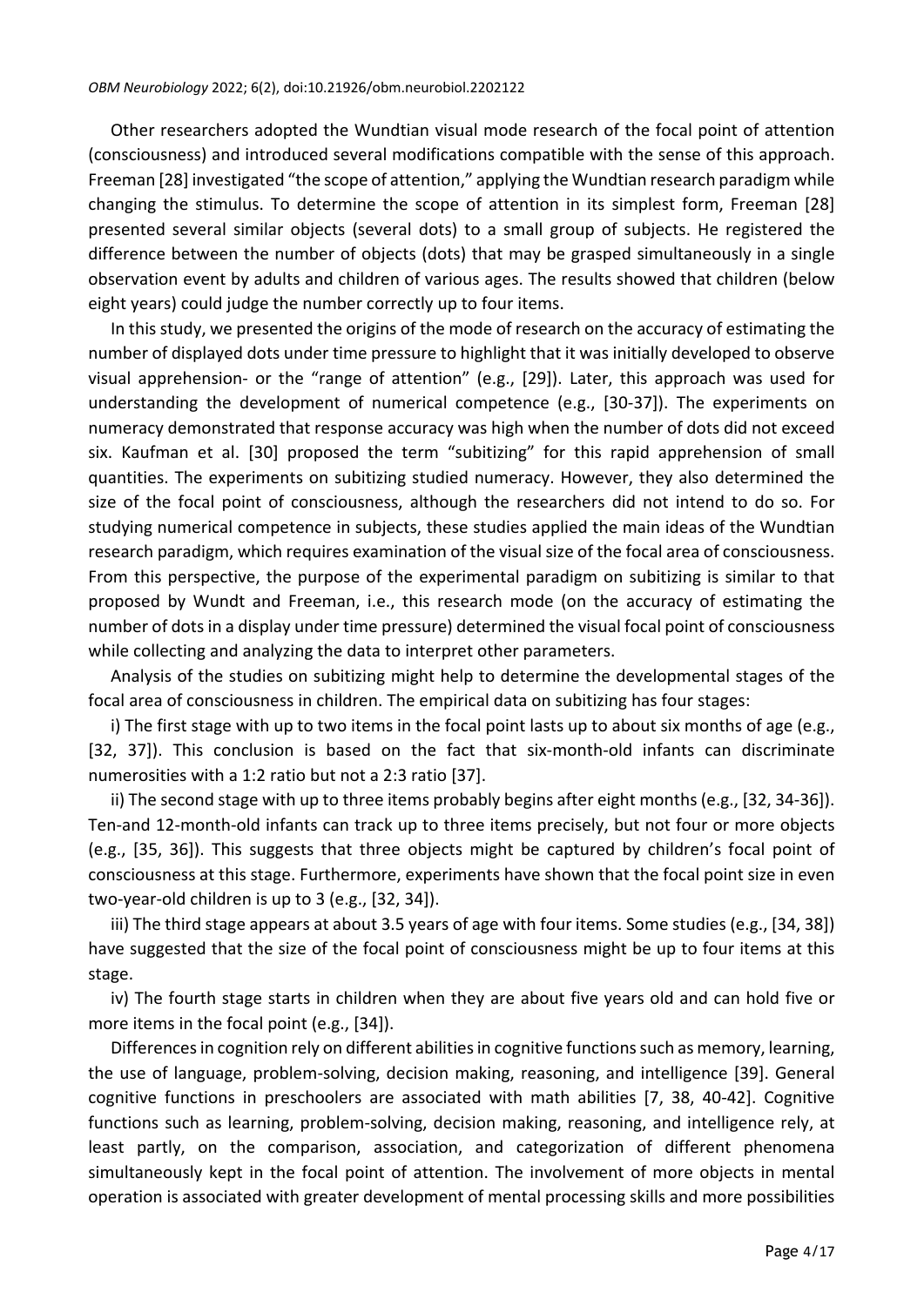Other researchers adopted the Wundtian visual mode research of the focal point of attention (consciousness) and introduced several modifications compatible with the sense of this approach. Freeman [28] investigated "the scope of attention," applying the Wundtian research paradigm while changing the stimulus. To determine the scope of attention in its simplest form, Freeman [28] presented several similar objects (several dots) to a small group of subjects. He registered the difference between the number of objects (dots) that may be grasped simultaneously in a single observation event by adults and children of various ages. The results showed that children (below eight years) could judge the number correctly up to four items.

In this study, we presented the origins of the mode of research on the accuracy of estimating the number of displayed dots under time pressure to highlight that it was initially developed to observe visual apprehension- or the "range of attention" (e.g., [29]). Later, this approach was used for understanding the development of numerical competence (e.g., [30-37]). The experiments on numeracy demonstrated that response accuracy was high when the number of dots did not exceed six. Kaufman et al. [30] proposed the term "subitizing" for this rapid apprehension of small quantities. The experiments on subitizing studied numeracy. However, they also determined the size of the focal point of consciousness, although the researchers did not intend to do so. For studying numerical competence in subjects, these studies applied the main ideas of the Wundtian research paradigm, which requires examination of the visual size of the focal area of consciousness. From this perspective, the purpose of the experimental paradigm on subitizing is similar to that proposed by Wundt and Freeman, i.e., this research mode (on the accuracy of estimating the number of dots in a display under time pressure) determined the visual focal point of consciousness while collecting and analyzing the data to interpret other parameters.

Analysis of the studies on subitizing might help to determine the developmental stages of the focal area of consciousness in children. The empirical data on subitizing has four stages:

i) The first stage with up to two items in the focal point lasts up to about six months of age (e.g., [32, 37]). This conclusion is based on the fact that six-month-old infants can discriminate numerosities with a 1:2 ratio but not a 2:3 ratio [37].

ii) The second stage with up to three items probably begins after eight months (e.g., [32, 34-36]). Ten-and 12-month-old infants can track up to three items precisely, but not four or more objects (e.g., [35, 36]). This suggests that three objects might be captured by children's focal point of consciousness at this stage. Furthermore, experiments have shown that the focal point size in even two-year-old children is up to 3 (e.g., [32, 34]).

iii) The third stage appears at about 3.5 years of age with four items. Some studies (e.g., [34, 38]) have suggested that the size of the focal point of consciousness might be up to four items at this stage.

iv) The fourth stage starts in children when they are about five years old and can hold five or more items in the focal point (e.g., [34]).

Differences in cognition rely on different abilities in cognitive functions such as memory, learning, the use of language, problem-solving, decision making, reasoning, and intelligence [39]. General cognitive functions in preschoolers are associated with math abilities [7, 38, 40-42]. Cognitive functions such as learning, problem-solving, decision making, reasoning, and intelligence rely, at least partly, on the comparison, association, and categorization of different phenomena simultaneously kept in the focal point of attention. The involvement of more objects in mental operation is associated with greater development of mental processing skills and more possibilities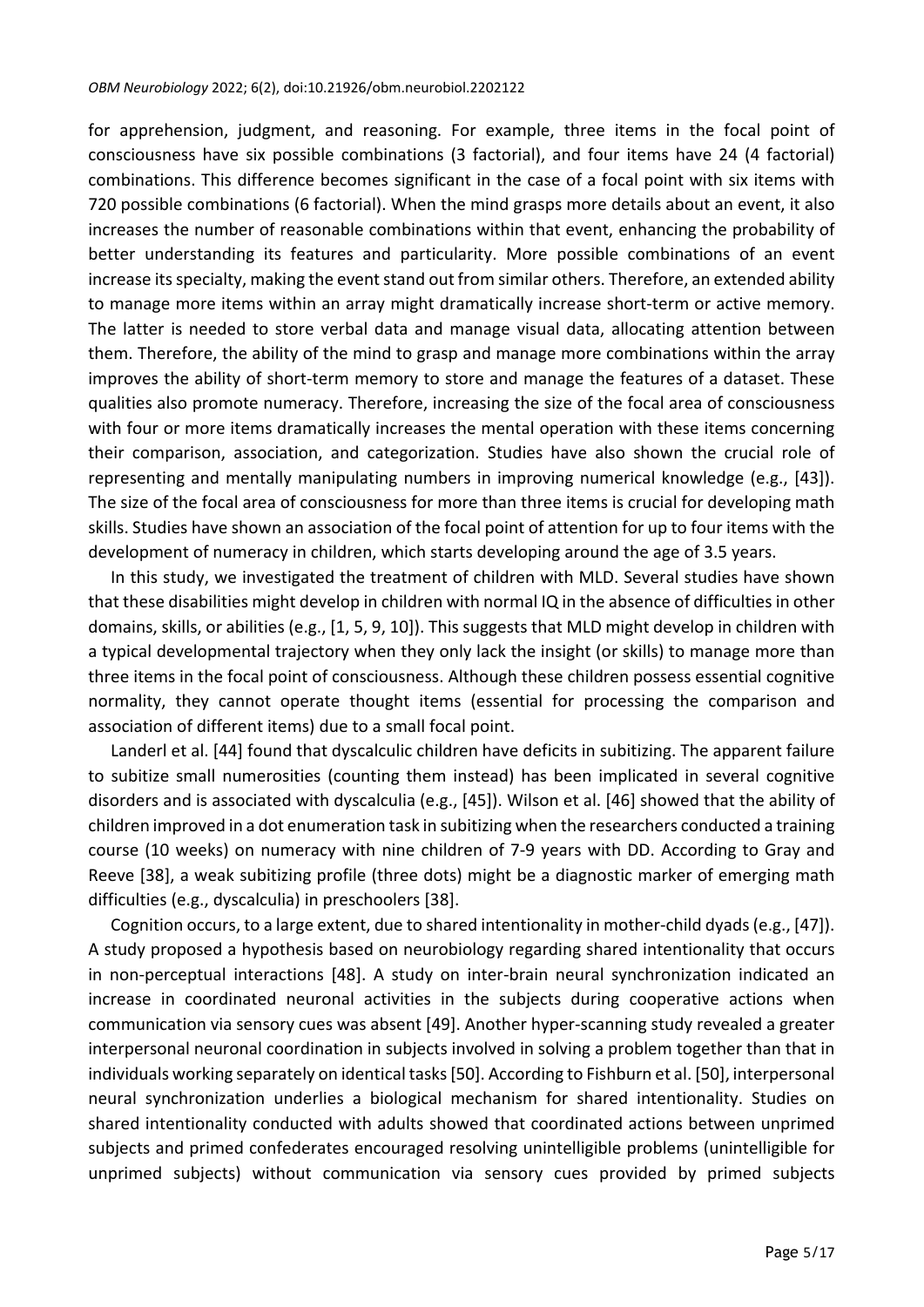for apprehension, judgment, and reasoning. For example, three items in the focal point of consciousness have six possible combinations (3 factorial), and four items have 24 (4 factorial) combinations. This difference becomes significant in the case of a focal point with six items with 720 possible combinations (6 factorial). When the mind grasps more details about an event, it also increases the number of reasonable combinations within that event, enhancing the probability of better understanding its features and particularity. More possible combinations of an event increase its specialty, making the event stand out from similar others. Therefore, an extended ability to manage more items within an array might dramatically increase short-term or active memory. The latter is needed to store verbal data and manage visual data, allocating attention between them. Therefore, the ability of the mind to grasp and manage more combinations within the array improves the ability of short-term memory to store and manage the features of a dataset. These qualities also promote numeracy. Therefore, increasing the size of the focal area of consciousness with four or more items dramatically increases the mental operation with these items concerning their comparison, association, and categorization. Studies have also shown the crucial role of representing and mentally manipulating numbers in improving numerical knowledge (e.g., [43]). The size of the focal area of consciousness for more than three items is crucial for developing math skills. Studies have shown an association of the focal point of attention for up to four items with the development of numeracy in children, which starts developing around the age of 3.5 years.

In this study, we investigated the treatment of children with MLD. Several studies have shown that these disabilities might develop in children with normal IQ in the absence of difficulties in other domains, skills, or abilities (e.g., [1, 5, 9, 10]). This suggests that MLD might develop in children with a typical developmental trajectory when they only lack the insight (or skills) to manage more than three items in the focal point of consciousness. Although these children possess essential cognitive normality, they cannot operate thought items (essential for processing the comparison and association of different items) due to a small focal point.

Landerl et al. [44] found that dyscalculic children have deficits in subitizing. The apparent failure to subitize small numerosities (counting them instead) has been implicated in several cognitive disorders and is associated with dyscalculia (e.g., [45]). Wilson et al. [46] showed that the ability of children improved in a dot enumeration task in subitizing when the researchers conducted a training course (10 weeks) on numeracy with nine children of 7-9 years with DD. According to Gray and Reeve [38], a weak subitizing profile (three dots) might be a diagnostic marker of emerging math difficulties (e.g., dyscalculia) in preschoolers [38].

Cognition occurs, to a large extent, due to shared intentionality in mother-child dyads (e.g., [47]). A study proposed a hypothesis based on neurobiology regarding shared intentionality that occurs in non-perceptual interactions [48]. A study on inter-brain neural synchronization indicated an increase in coordinated neuronal activities in the subjects during cooperative actions when communication via sensory cues was absent [49]. Another hyper-scanning study revealed a greater interpersonal neuronal coordination in subjects involved in solving a problem together than that in individuals working separately on identical tasks [50]. According to Fishburn et al. [50], interpersonal neural synchronization underlies a biological mechanism for shared intentionality. Studies on shared intentionality conducted with adults showed that coordinated actions between unprimed subjects and primed confederates encouraged resolving unintelligible problems (unintelligible for unprimed subjects) without communication via sensory cues provided by primed subjects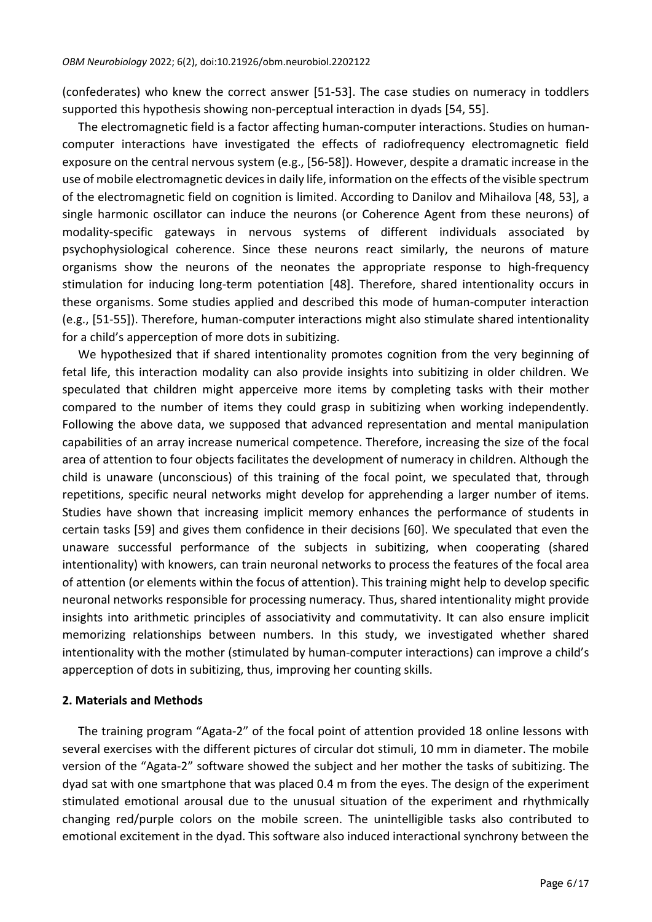(confederates) who knew the correct answer [51-53]. The case studies on numeracy in toddlers supported this hypothesis showing non-perceptual interaction in dyads [54, 55].

The electromagnetic field is a factor affecting human-computer interactions. Studies on human-computer interactions have investigated the effects of radiofrequency electromagnetic field exposure on the central nervous system (e.g., [56-58]). However, despite a dramatic increase in the use of mobile electromagnetic devices in daily life, information on the effects of the visible spectrum of the electromagnetic field on cognition is limited. According to Danilov and Mihailova [48, 53], a single harmonic oscillator can induce the neurons (or Coherence Agent from these neurons) of modality-specific gateways in nervous systems of different individuals associated by psychophysiological coherence. Since these neurons react similarly, the neurons of mature organisms show the neurons of the neonates the appropriate response to high-frequency stimulation for inducing long-term potentiation [48]. Therefore, shared intentionality occurs in these organisms. Some studies applied and described this mode of human-computer interaction (e.g., [51-55]). Therefore, human-computer interactions might also stimulate shared intentionality for a child's apperception of more dots in subitizing.

We hypothesized that if shared intentionality promotes cognition from the very beginning of fetal life, this interaction modality can also provide insights into subitizing in older children. We speculated that children might apperceive more items by completing tasks with their mother compared to the number of items they could grasp in subitizing when working independently. Following the above data, we supposed that advanced representation and mental manipulation capabilities of an array increase numerical competence. Therefore, increasing the size of the focal area of attention to four objects facilitates the development of numeracy in children. Although the child is unaware (unconscious) of this training of the focal point, we speculated that, through repetitions, specific neural networks might develop for apprehending a larger number of items. Studies have shown that increasing implicit memory enhances the performance of students in certain tasks [59] and gives them confidence in their decisions [60]. We speculated that even the unaware successful performance of the subjects in subitizing, when cooperating (shared intentionality) with knowers, can train neuronal networks to process the features of the focal area of attention (or elements within the focus of attention). This training might help to develop specific neuronal networks responsible for processing numeracy. Thus, shared intentionality might provide insights into arithmetic principles of associativity and commutativity. It can also ensure implicit memorizing relationships between numbers. In this study, we investigated whether shared intentionality with the mother (stimulated by human-computer interactions) can improve a child's apperception of dots in subitizing, thus, improving her counting skills.

## 2. Materials and Methods

The training program "Agata-2" of the focal point of attention provided 18 online lessons with several exercises with the different pictures of circular dot stimuli, 10 mm in diameter. The mobile version of the "Agata-2" software showed the subject and her mother the tasks of subitizing. The dyad sat with one smartphone that was placed 0.4 m from the eyes. The design of the experiment stimulated emotional arousal due to the unusual situation of the experiment and rhythmically changing red/purple colors on the mobile screen. The unintelligible tasks also contributed to emotional excitement in the dyad. This software also induced interactional synchrony between the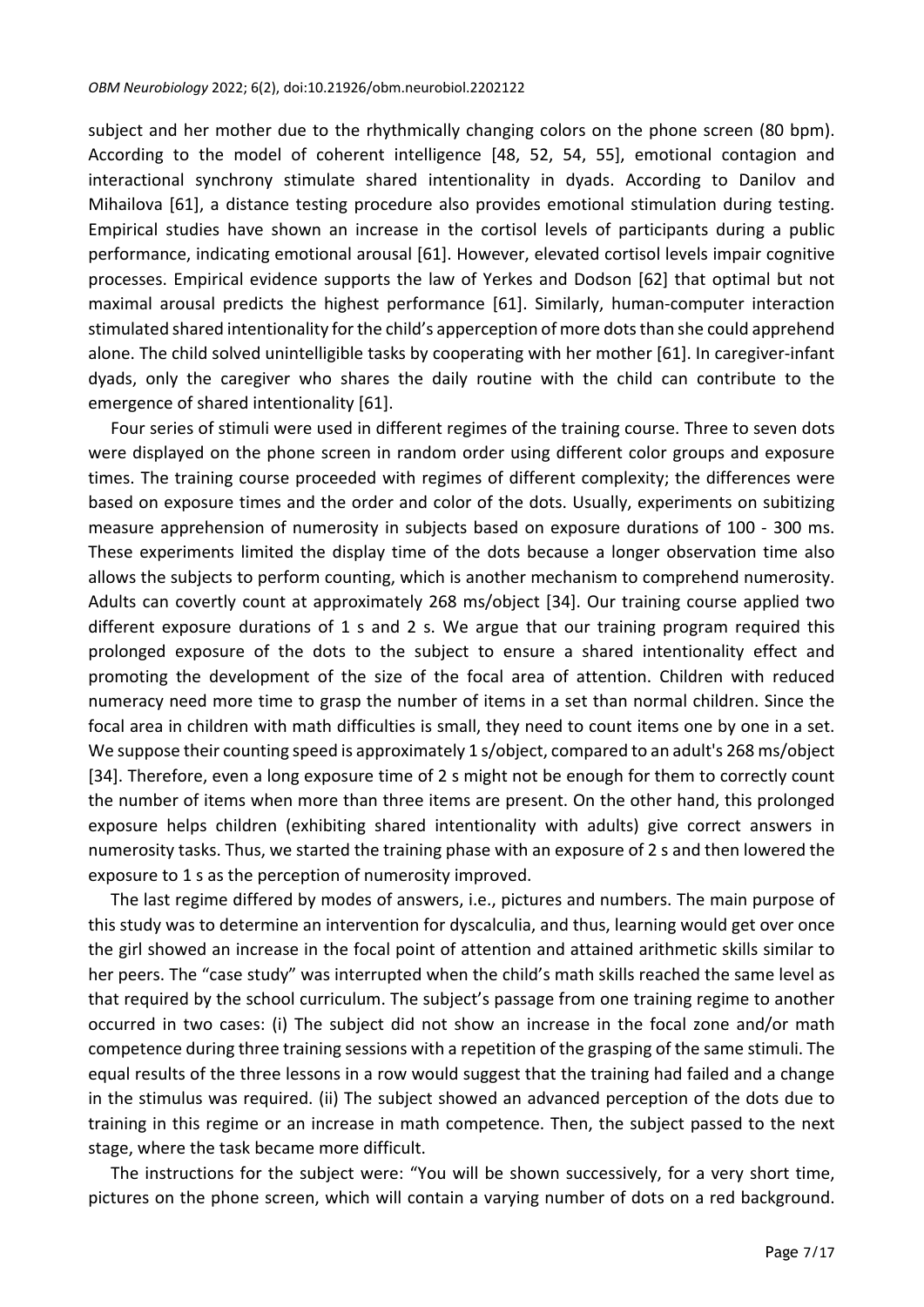subject and her mother due to the rhythmically changing colors on the phone screen (80 bpm). According to the model of coherent intelligence [48, 52, 54, 55], emotional contagion and interactional synchrony stimulate shared intentionality in dyads. According to Danilov and Mihailova [61], a distance testing procedure also provides emotional stimulation during testing. Empirical studies have shown an increase in the cortisol levels of participants during a public performance, indicating emotional arousal [61]. However, elevated cortisol levels impair cognitive processes. Empirical evidence supports the law of Yerkes and Dodson [62] that optimal but not maximal arousal predicts the highest performance [61]. Similarly, human-computer interaction stimulated shared intentionality for the child's apperception of more dots than she could apprehend alone. The child solved unintelligible tasks by cooperating with her mother [61]. In caregiver-infant dyads, only the caregiver who shares the daily routine with the child can contribute to the emergence of shared intentionality [61].

Four series of stimuli were used in different regimes of the training course. Three to seven dots were displayed on the phone screen in random order using different color groups and exposure times. The training course proceeded with regimes of different complexity; the differences were based on exposure times and the order and color of the dots. Usually, experiments on subitizing measure apprehension of numerosity in subjects based on exposure durations of 100 - 300 ms. These experiments limited the display time of the dots because a longer observation time also allows the subjects to perform counting, which is another mechanism to comprehend numerosity. Adults can covertly count at approximately 268 ms/object [34]. Our training course applied two different exposure durations of 1 s and 2 s. We argue that our training program required this prolonged exposure of the dots to the subject to ensure a shared intentionality effect and promoting the development of the size of the focal area of attention. Children with reduced numeracy need more time to grasp the number of items in a set than normal children. Since the focal area in children with math difficulties is small, they need to count items one by one in a set. We suppose their counting speed is approximately 1 s/object, compared to an adult's 268 ms/object [34]. Therefore, even a long exposure time of 2 s might not be enough for them to correctly count the number of items when more than three items are present. On the other hand, this prolonged exposure helps children (exhibiting shared intentionality with adults) give correct answers in numerosity tasks. Thus, we started the training phase with an exposure of 2 s and then lowered the exposure to 1 s as the perception of numerosity improved.

The last regime differed by modes of answers, i.e., pictures and numbers. The main purpose of this study was to determine an intervention for dyscalculia, and thus, learning would get over once the girl showed an increase in the focal point of attention and attained arithmetic skills similar to her peers. The "case study" was interrupted when the child's math skills reached the same level as that required by the school curriculum. The subject's passage from one training regime to another occurred in two cases: (i) The subject did not show an increase in the focal zone and/or math competence during three training sessions with a repetition of the grasping of the same stimuli. The equal results of the three lessons in a row would suggest that the training had failed and a change in the stimulus was required. (ii) The subject showed an advanced perception of the dots due to training in this regime or an increase in math competence. Then, the subject passed to the next stage, where the task became more difficult.

The instructions for the subject were: "You will be shown successively, for a very short time, pictures on the phone screen, which will contain a varying number of dots on a red background.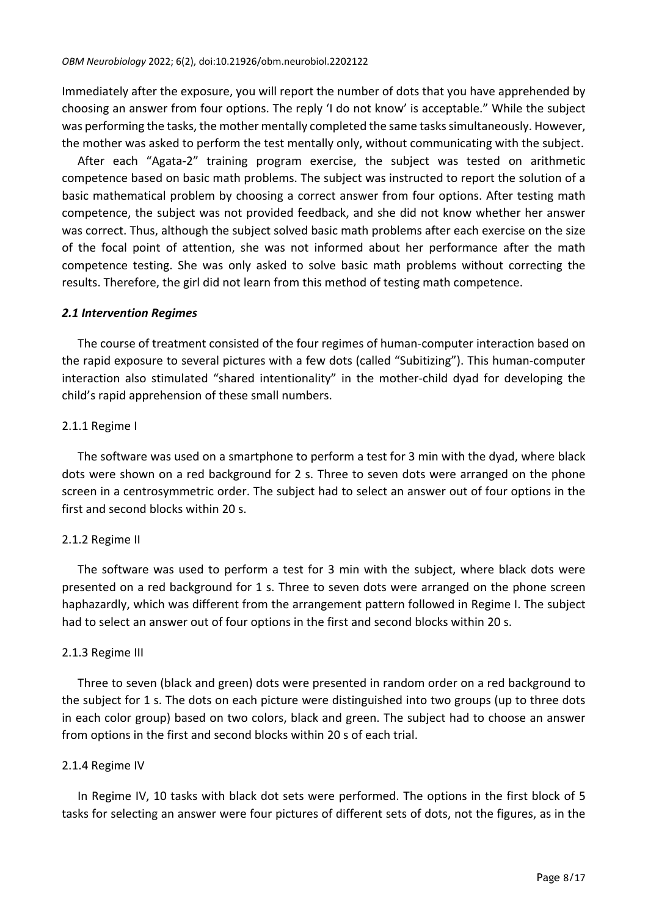Immediately after the exposure, you will report the number of dots that you have apprehended by choosing an answer from four options. The reply 'I do not know' is acceptable." While the subject was performing the tasks, the mother mentally completed the same tasks simultaneously. However, the mother was asked to perform the test mentally only, without communicating with the subject.

After each "Agata-2" training program exercise, the subject was tested on arithmetic competence based on basic math problems. The subject was instructed to report the solution of a basic mathematical problem by choosing a correct answer from four options. After testing math competence, the subject was not provided feedback, and she did not know whether her answer was correct. Thus, although the subject solved basic math problems after each exercise on the size of the focal point of attention, she was not informed about her performance after the math competence testing. She was only asked to solve basic math problems without correcting the results. Therefore, the girl did not learn from this method of testing math competence.

### *2.1 Intervention Regimes*

The course of treatment consisted of the four regimes of human-computer interaction based on the rapid exposure to several pictures with a few dots (called "Subitizing"). This human-computer interaction also stimulated "shared intentionality" in the mother-child dyad for developing the child's rapid apprehension of these small numbers.

#### 2.1.1 Regime I

The software was used on a smartphone to perform a test for 3 min with the dyad, where black dots were shown on a red background for 2 s. Three to seven dots were arranged on the phone screen in a centrosymmetric order. The subject had to select an answer out of four options in the first and second blocks within 20 s.

#### 2.1.2 Regime II

The software was used to perform a test for 3 min with the subject, where black dots were presented on a red background for 1 s. Three to seven dots were arranged on the phone screen haphazardly, which was different from the arrangement pattern followed in Regime I. The subject had to select an answer out of four options in the first and second blocks within 20 s.

#### 2.1.3 Regime III

Three to seven (black and green) dots were presented in random order on a red background to the subject for 1 s. The dots on each picture were distinguished into two groups (up to three dots in each color group) based on two colors, black and green. The subject had to choose an answer from options in the first and second blocks within 20 s of each trial.

#### 2.1.4 Regime IV

In Regime IV, 10 tasks with black dot sets were performed. The options in the first block of 5 tasks for selecting an answer were four pictures of different sets of dots, not the figures, as in the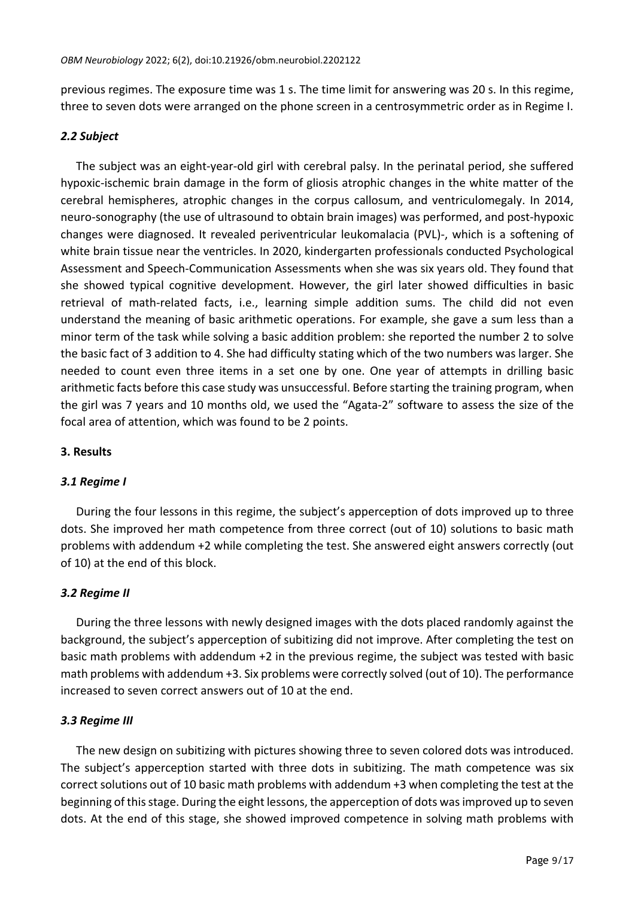previous regimes. The exposure time was 1 s. The time limit for answering was 20 s. In this regime, three to seven dots were arranged on the phone screen in a centrosymmetric order as in Regime I.

### *2.2 Subject*

The subject was an eight-year-old girl with cerebral palsy. In the perinatal period, she suffered hypoxic-ischemic brain damage in the form of gliosis atrophic changes in the white matter of the cerebral hemispheres, atrophic changes in the corpus callosum, and ventriculomegaly. In 2014, neuro-sonography (the use of ultrasound to obtain brain images) was performed, and post-hypoxic changes were diagnosed. It revealed periventricular leukomalacia (PVL)-, which is a softening of white brain tissue near the ventricles. In 2020, kindergarten professionals conducted Psychological Assessment and Speech-Communication Assessments when she was six years old. They found that she showed typical cognitive development. However, the girl later showed difficulties in basic retrieval of math-related facts, i.e., learning simple addition sums. The child did not even understand the meaning of basic arithmetic operations. For example, she gave a sum less than a minor term of the task while solving a basic addition problem: she reported the number 2 to solve the basic fact of 3 addition to 4. She had difficulty stating which of the two numbers was larger. She needed to count even three items in a set one by one. One year of attempts in drilling basic arithmetic facts before this case study was unsuccessful. Before starting the training program, when the girl was 7 years and 10 months old, we used the "Agata-2" software to assess the size of the focal area of attention, which was found to be 2 points.

## 3. Results

### *3.1 Regime I*

During the four lessons in this regime, the subject's apperception of dots improved up to three dots. She improved her math competence from three correct (out of 10) solutions to basic math problems with addendum +2 while completing the test. She answered eight answers correctly (out of 10) at the end of this block.

### *3.2 Regime II*

During the three lessons with newly designed images with the dots placed randomly against the background, the subject's apperception of subitizing did not improve. After completing the test on basic math problems with addendum +2 in the previous regime, the subject was tested with basic math problems with addendum +3. Six problems were correctly solved (out of 10). The performance increased to seven correct answers out of 10 at the end.

### *3.3 Regime III*

The new design on subitizing with pictures showing three to seven colored dots was introduced. The subject's apperception started with three dots in subitizing. The math competence was six correct solutions out of 10 basic math problems with addendum +3 when completing the test at the beginning of this stage. During the eight lessons, the apperception of dots was improved up to seven dots. At the end of this stage, she showed improved competence in solving math problems with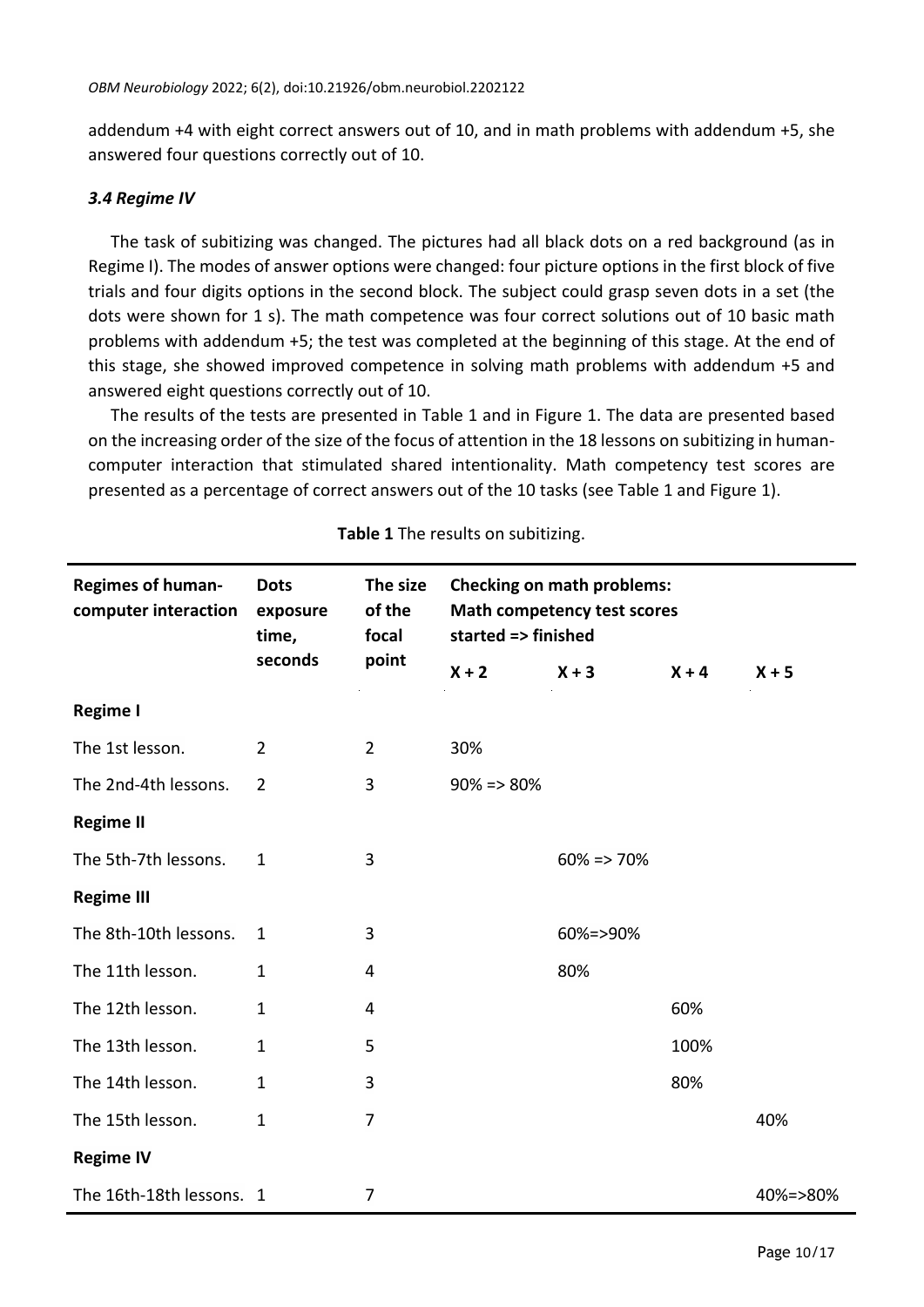addendum +4 with eight correct answers out of 10, and in math problems with addendum +5, she answered four questions correctly out of 10.

### *3.4 Regime IV*

The task of subitizing was changed. The pictures had all black dots on a red background (as in Regime I). The modes of answer options were changed: four picture options in the first block of five trials and four digits options in the second block. The subject could grasp seven dots in a set (the dots were shown for 1 s). The math competence was four correct solutions out of 10 basic math problems with addendum +5; the test was completed at the beginning of this stage. At the end of this stage, she showed improved competence in solving math problems with addendum +5 and answered eight questions correctly out of 10.

The results of the tests are presented in Table 1 and in Figure 1. The data are presented based on the increasing order of the size of the focus of attention in the 18 lessons on subitizing in human-computer interaction that stimulated shared intentionality. Math competency test scores are presented as a percentage of correct answers out of the 10 tasks (see Table 1 and Figure 1).

**Table 1** The results on subitizing.

| Regimes of human-computer interaction | Dots exposure time, seconds | The size of the focal point | Checking on math problems: Math competency test scores started => finished | | | |
|---|---|---|---|---|---|---|
| | | | X + 2 | X + 3 | X + 4 | X + 5 |
| **Regime I** | | | | | | |
| The 1st lesson. | 2 | 2 | 30% | | | |
| The 2nd-4th lessons. | 2 | 3 | 90% => 80% | | | |
| **Regime II** | | | | | | |
| The 5th-7th lessons. | 1 | 3 | | 60% => 70% | | |
| **Regime III** | | | | | | |
| The 8th-10th lessons. | 1 | 3 | | 60%=>90% | | |
| The 11th lesson. | 1 | 4 | | 80% | | |
| The 12th lesson. | 1 | 4 | | | 60% | |
| The 13th lesson. | 1 | 5 | | | 100% | |
| The 14th lesson. | 1 | 3 | | | 80% | |
| The 15th lesson. | 1 | 7 | | | | 40% |
| **Regime IV** | | | | | | |
| The 16th-18th lessons. | 1 | 7 | | | | 40%=>80% |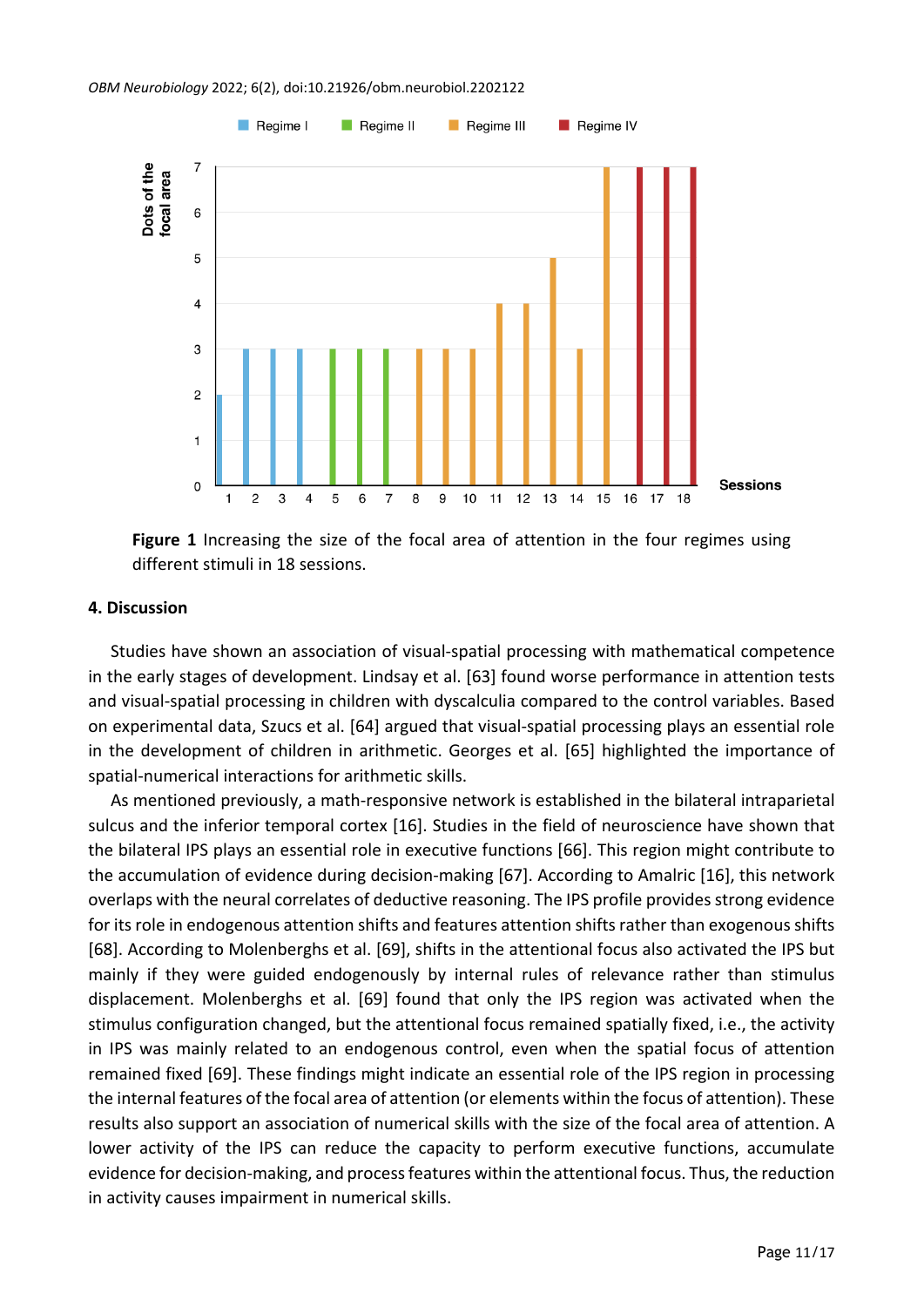**Figure 1** Increasing the size of the focal area of attention in the four regimes using different stimuli in 18 sessions.

## 4. Discussion

Studies have shown an association of visual-spatial processing with mathematical competence in the early stages of development. Lindsay et al. [63] found worse performance in attention tests and visual-spatial processing in children with dyscalculia compared to the control variables. Based on experimental data, Szucs et al. [64] argued that visual-spatial processing plays an essential role in the development of children in arithmetic. Georges et al. [65] highlighted the importance of spatial-numerical interactions for arithmetic skills.

As mentioned previously, a math-responsive network is established in the bilateral intraparietal sulcus and the inferior temporal cortex [16]. Studies in the field of neuroscience have shown that the bilateral IPS plays an essential role in executive functions [66]. This region might contribute to the accumulation of evidence during decision-making [67]. According to Amalric [16], this network overlaps with the neural correlates of deductive reasoning. The IPS profile provides strong evidence for its role in endogenous attention shifts and features attention shifts rather than exogenous shifts [68]. According to Molenberghs et al. [69], shifts in the attentional focus also activated the IPS but mainly if they were guided endogenously by internal rules of relevance rather than stimulus displacement. Molenberghs et al. [69] found that only the IPS region was activated when the stimulus configuration changed, but the attentional focus remained spatially fixed, i.e., the activity in IPS was mainly related to an endogenous control, even when the spatial focus of attention remained fixed [69]. These findings might indicate an essential role of the IPS region in processing the internal features of the focal area of attention (or elements within the focus of attention). These results also support an association of numerical skills with the size of the focal area of attention. A lower activity of the IPS can reduce the capacity to perform executive functions, accumulate evidence for decision-making, and process features within the attentional focus. Thus, the reduction in activity causes impairment in numerical skills.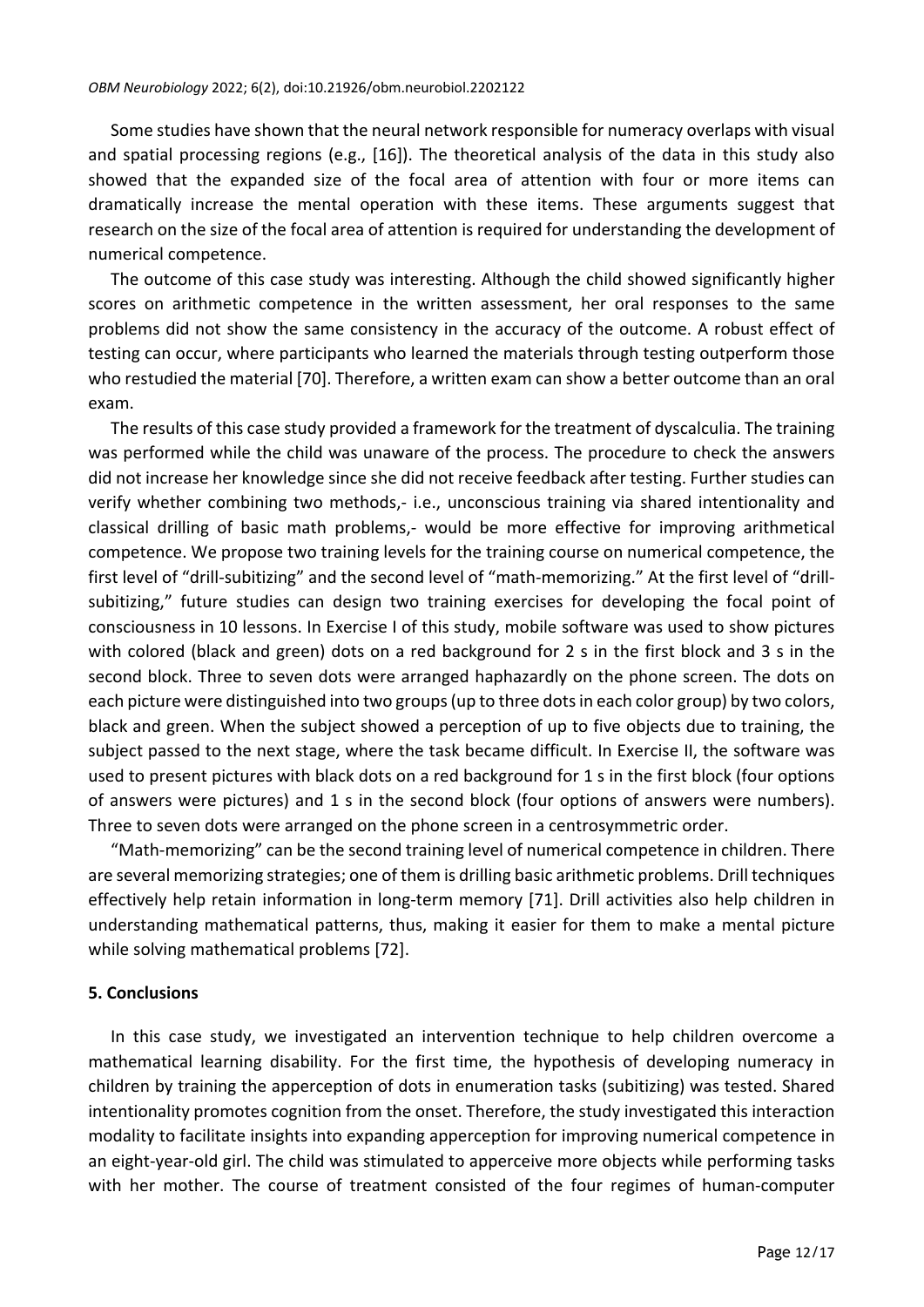Some studies have shown that the neural network responsible for numeracy overlaps with visual and spatial processing regions (e.g., [16]). The theoretical analysis of the data in this study also showed that the expanded size of the focal area of attention with four or more items can dramatically increase the mental operation with these items. These arguments suggest that research on the size of the focal area of attention is required for understanding the development of numerical competence.

The outcome of this case study was interesting. Although the child showed significantly higher scores on arithmetic competence in the written assessment, her oral responses to the same problems did not show the same consistency in the accuracy of the outcome. A robust effect of testing can occur, where participants who learned the materials through testing outperform those who restudied the material [70]. Therefore, a written exam can show a better outcome than an oral exam.

The results of this case study provided a framework for the treatment of dyscalculia. The training was performed while the child was unaware of the process. The procedure to check the answers did not increase her knowledge since she did not receive feedback after testing. Further studies can verify whether combining two methods,- i.e., unconscious training via shared intentionality and classical drilling of basic math problems,- would be more effective for improving arithmetical competence. We propose two training levels for the training course on numerical competence, the first level of "drill-subitizing" and the second level of "math-memorizing." At the first level of "drill-subitizing," future studies can design two training exercises for developing the focal point of consciousness in 10 lessons. In Exercise I of this study, mobile software was used to show pictures with colored (black and green) dots on a red background for 2 s in the first block and 3 s in the second block. Three to seven dots were arranged haphazardly on the phone screen. The dots on each picture were distinguished into two groups (up to three dots in each color group) by two colors, black and green. When the subject showed a perception of up to five objects due to training, the subject passed to the next stage, where the task became difficult. In Exercise II, the software was used to present pictures with black dots on a red background for 1 s in the first block (four options of answers were pictures) and 1 s in the second block (four options of answers were numbers). Three to seven dots were arranged on the phone screen in a centrosymmetric order.

"Math-memorizing" can be the second training level of numerical competence in children. There are several memorizing strategies; one of them is drilling basic arithmetic problems. Drill techniques effectively help retain information in long-term memory [71]. Drill activities also help children in understanding mathematical patterns, thus, making it easier for them to make a mental picture while solving mathematical problems [72].

## 5. Conclusions

In this case study, we investigated an intervention technique to help children overcome a mathematical learning disability. For the first time, the hypothesis of developing numeracy in children by training the apperception of dots in enumeration tasks (subitizing) was tested. Shared intentionality promotes cognition from the onset. Therefore, the study investigated this interaction modality to facilitate insights into expanding apperception for improving numerical competence in an eight-year-old girl. The child was stimulated to apperceive more objects while performing tasks with her mother. The course of treatment consisted of the four regimes of human-computer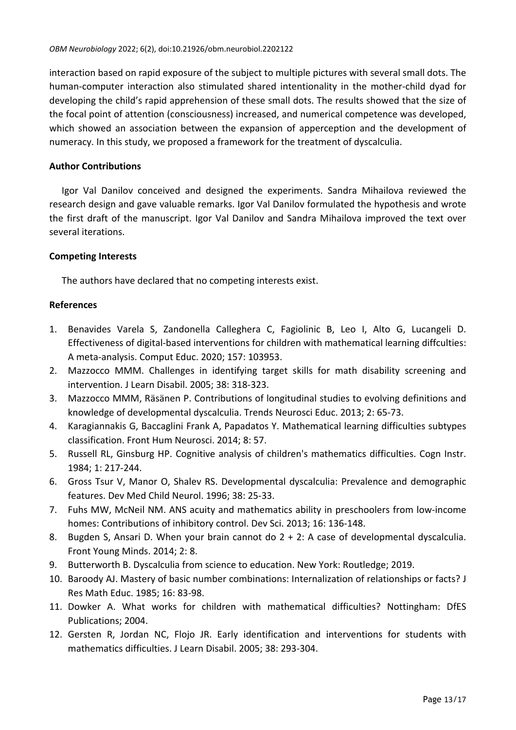interaction based on rapid exposure of the subject to multiple pictures with several small dots. The human-computer interaction also stimulated shared intentionality in the mother-child dyad for developing the child's rapid apprehension of these small dots. The results showed that the size of the focal point of attention (consciousness) increased, and numerical competence was developed, which showed an association between the expansion of apperception and the development of numeracy. In this study, we proposed a framework for the treatment of dyscalculia.

## Author Contributions

Igor Val Danilov conceived and designed the experiments. Sandra Mihailova reviewed the research design and gave valuable remarks. Igor Val Danilov formulated the hypothesis and wrote the first draft of the manuscript. Igor Val Danilov and Sandra Mihailova improved the text over several iterations.

## Competing Interests

The authors have declared that no competing interests exist.

## References

1. Benavides Varela S, Zandonella Calleghera C, Fagiolinic B, Leo I, Alto G, Lucangeli D. Effectiveness of digital-based interventions for children with mathematical learning diffculties: A meta-analysis. Comput Educ. 2020; 157: 103953.
2. Mazzocco MMM. Challenges in identifying target skills for math disability screening and intervention. J Learn Disabil. 2005; 38: 318-323.
3. Mazzocco MMM, Räsänen P. Contributions of longitudinal studies to evolving definitions and knowledge of developmental dyscalculia. Trends Neurosci Educ. 2013; 2: 65-73.
4. Karagiannakis G, Baccaglini Frank A, Papadatos Y. Mathematical learning difficulties subtypes classification. Front Hum Neurosci. 2014; 8: 57.
5. Russell RL, Ginsburg HP. Cognitive analysis of children's mathematics difficulties. Cogn Instr. 1984; 1: 217-244.
6. Gross Tsur V, Manor O, Shalev RS. Developmental dyscalculia: Prevalence and demographic features. Dev Med Child Neurol. 1996; 38: 25-33.
7. Fuhs MW, McNeil NM. ANS acuity and mathematics ability in preschoolers from low-income homes: Contributions of inhibitory control. Dev Sci. 2013; 16: 136-148.
8. Bugden S, Ansari D. When your brain cannot do 2 + 2: A case of developmental dyscalculia. Front Young Minds. 2014; 2: 8.
9. Butterworth B. Dyscalculia from science to education. New York: Routledge; 2019.
10. Baroody AJ. Mastery of basic number combinations: Internalization of relationships or facts? J Res Math Educ. 1985; 16: 83-98.
11. Dowker A. What works for children with mathematical difficulties? Nottingham: DfES Publications; 2004.
12. Gersten R, Jordan NC, Flojo JR. Early identification and interventions for students with mathematics difficulties. J Learn Disabil. 2005; 38: 293-304.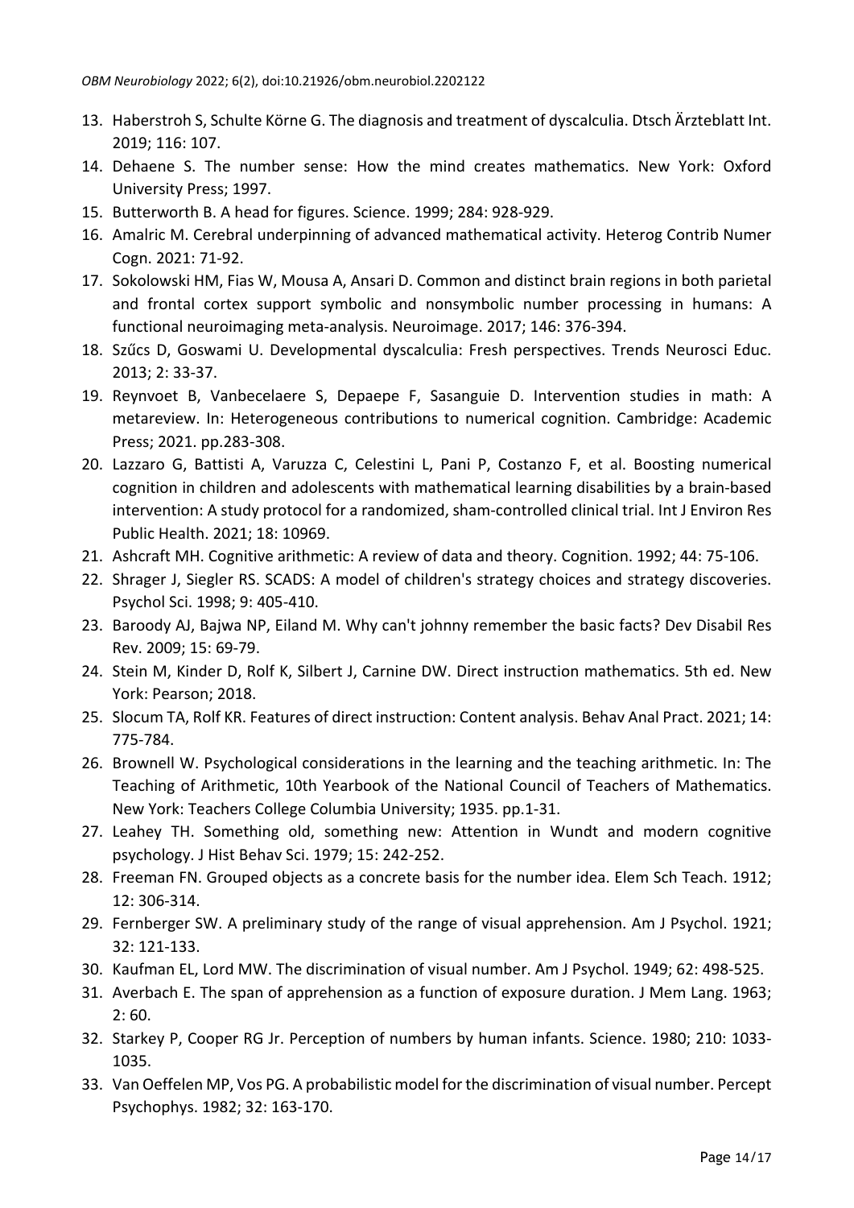13. Haberstroh S, Schulte Körne G. The diagnosis and treatment of dyscalculia. Dtsch Ärzteblatt Int. 2019; 116: 107.
14. Dehaene S. The number sense: How the mind creates mathematics. New York: Oxford University Press; 1997.
15. Butterworth B. A head for figures. Science. 1999; 284: 928-929.
16. Amalric M. Cerebral underpinning of advanced mathematical activity. Heterog Contrib Numer Cogn. 2021: 71-92.
17. Sokolowski HM, Fias W, Mousa A, Ansari D. Common and distinct brain regions in both parietal and frontal cortex support symbolic and nonsymbolic number processing in humans: A functional neuroimaging meta-analysis. Neuroimage. 2017; 146: 376-394.
18. Szűcs D, Goswami U. Developmental dyscalculia: Fresh perspectives. Trends Neurosci Educ. 2013; 2: 33-37.
19. Reynvoet B, Vanbecelaere S, Depaepe F, Sasanguie D. Intervention studies in math: A metareview. In: Heterogeneous contributions to numerical cognition. Cambridge: Academic Press; 2021. pp.283-308.
20. Lazzaro G, Battisti A, Varuzza C, Celestini L, Pani P, Costanzo F, et al. Boosting numerical cognition in children and adolescents with mathematical learning disabilities by a brain-based intervention: A study protocol for a randomized, sham-controlled clinical trial. Int J Environ Res Public Health. 2021; 18: 10969.
21. Ashcraft MH. Cognitive arithmetic: A review of data and theory. Cognition. 1992; 44: 75-106.
22. Shrager J, Siegler RS. SCADS: A model of children's strategy choices and strategy discoveries. Psychol Sci. 1998; 9: 405-410.
23. Baroody AJ, Bajwa NP, Eiland M. Why can't johnny remember the basic facts? Dev Disabil Res Rev. 2009; 15: 69-79.
24. Stein M, Kinder D, Rolf K, Silbert J, Carnine DW. Direct instruction mathematics. 5th ed. New York: Pearson; 2018.
25. Slocum TA, Rolf KR. Features of direct instruction: Content analysis. Behav Anal Pract. 2021; 14: 775-784.
26. Brownell W. Psychological considerations in the learning and the teaching arithmetic. In: The Teaching of Arithmetic, 10th Yearbook of the National Council of Teachers of Mathematics. New York: Teachers College Columbia University; 1935. pp.1-31.
27. Leahey TH. Something old, something new: Attention in Wundt and modern cognitive psychology. J Hist Behav Sci. 1979; 15: 242-252.
28. Freeman FN. Grouped objects as a concrete basis for the number idea. Elem Sch Teach. 1912; 12: 306-314.
29. Fernberger SW. A preliminary study of the range of visual apprehension. Am J Psychol. 1921; 32: 121-133.
30. Kaufman EL, Lord MW. The discrimination of visual number. Am J Psychol. 1949; 62: 498-525.
31. Averbach E. The span of apprehension as a function of exposure duration. J Mem Lang. 1963; 2: 60.
32. Starkey P, Cooper RG Jr. Perception of numbers by human infants. Science. 1980; 210: 1033-1035.
33. Van Oeffelen MP, Vos PG. A probabilistic model for the discrimination of visual number. Percept Psychophys. 1982; 32: 163-170.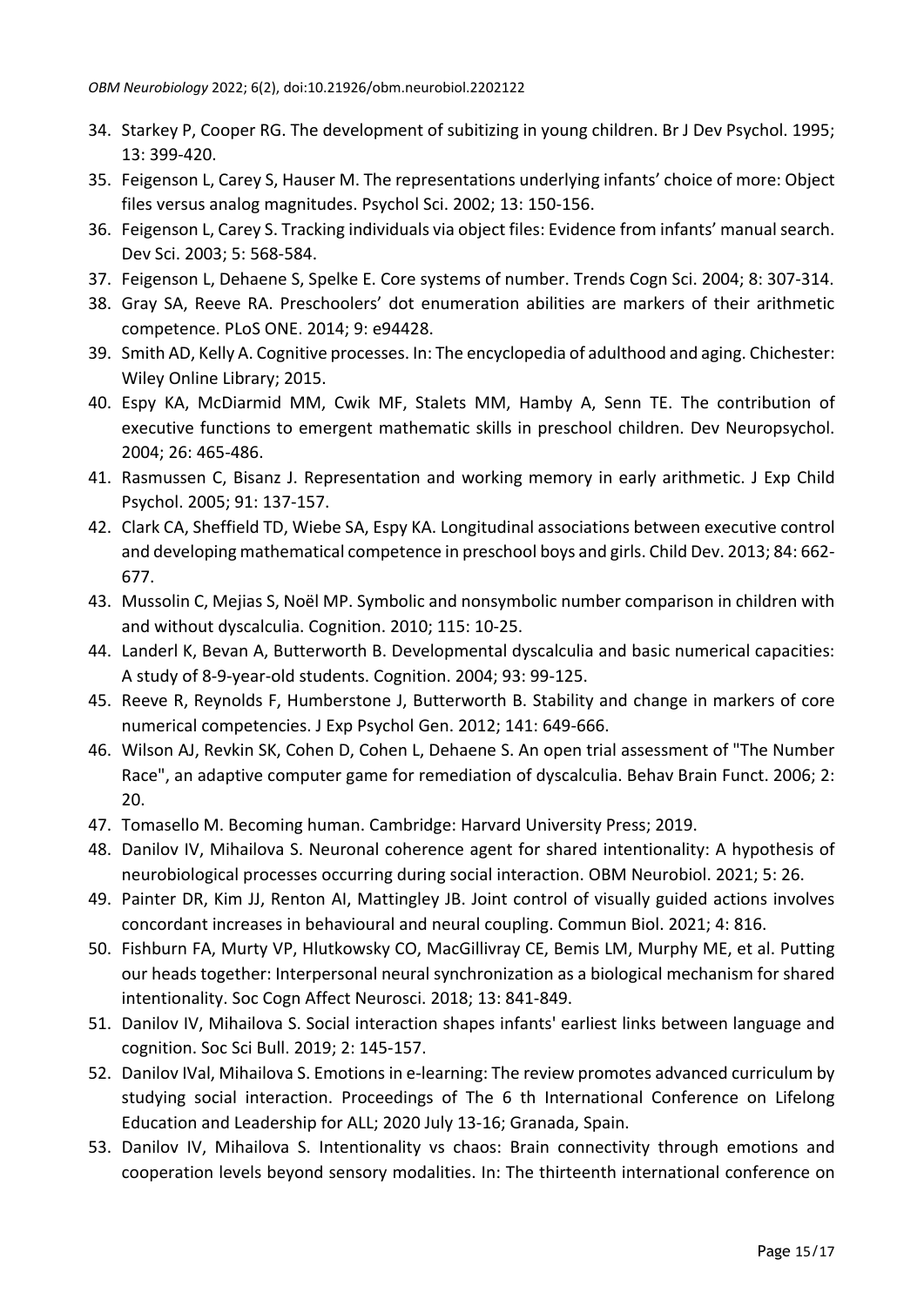34. Starkey P, Cooper RG. The development of subitizing in young children. Br J Dev Psychol. 1995; 13: 399-420.
35. Feigenson L, Carey S, Hauser M. The representations underlying infants' choice of more: Object files versus analog magnitudes. Psychol Sci. 2002; 13: 150-156.
36. Feigenson L, Carey S. Tracking individuals via object files: Evidence from infants' manual search. Dev Sci. 2003; 5: 568-584.
37. Feigenson L, Dehaene S, Spelke E. Core systems of number. Trends Cogn Sci. 2004; 8: 307-314.
38. Gray SA, Reeve RA. Preschoolers' dot enumeration abilities are markers of their arithmetic competence. PLoS ONE. 2014; 9: e94428.
39. Smith AD, Kelly A. Cognitive processes. In: The encyclopedia of adulthood and aging. Chichester: Wiley Online Library; 2015.
40. Espy KA, McDiarmid MM, Cwik MF, Stalets MM, Hamby A, Senn TE. The contribution of executive functions to emergent mathematic skills in preschool children. Dev Neuropsychol. 2004; 26: 465-486.
41. Rasmussen C, Bisanz J. Representation and working memory in early arithmetic. J Exp Child Psychol. 2005; 91: 137-157.
42. Clark CA, Sheffield TD, Wiebe SA, Espy KA. Longitudinal associations between executive control and developing mathematical competence in preschool boys and girls. Child Dev. 2013; 84: 662-677.
43. Mussolin C, Mejias S, Noël MP. Symbolic and nonsymbolic number comparison in children with and without dyscalculia. Cognition. 2010; 115: 10-25.
44. Landerl K, Bevan A, Butterworth B. Developmental dyscalculia and basic numerical capacities: A study of 8-9-year-old students. Cognition. 2004; 93: 99-125.
45. Reeve R, Reynolds F, Humberstone J, Butterworth B. Stability and change in markers of core numerical competencies. J Exp Psychol Gen. 2012; 141: 649-666.
46. Wilson AJ, Revkin SK, Cohen D, Cohen L, Dehaene S. An open trial assessment of "The Number Race", an adaptive computer game for remediation of dyscalculia. Behav Brain Funct. 2006; 2: 20.
47. Tomasello M. Becoming human. Cambridge: Harvard University Press; 2019.
48. Danilov IV, Mihailova S. Neuronal coherence agent for shared intentionality: A hypothesis of neurobiological processes occurring during social interaction. OBM Neurobiol. 2021; 5: 26.
49. Painter DR, Kim JJ, Renton AI, Mattingley JB. Joint control of visually guided actions involves concordant increases in behavioural and neural coupling. Commun Biol. 2021; 4: 816.
50. Fishburn FA, Murty VP, Hlutkowsky CO, MacGillivray CE, Bemis LM, Murphy ME, et al. Putting our heads together: Interpersonal neural synchronization as a biological mechanism for shared intentionality. Soc Cogn Affect Neurosci. 2018; 13: 841-849.
51. Danilov IV, Mihailova S. Social interaction shapes infants' earliest links between language and cognition. Soc Sci Bull. 2019; 2: 145-157.
52. Danilov IVal, Mihailova S. Emotions in e-learning: The review promotes advanced curriculum by studying social interaction. Proceedings of The 6 th International Conference on Lifelong Education and Leadership for ALL; 2020 July 13-16; Granada, Spain.
53. Danilov IV, Mihailova S. Intentionality vs chaos: Brain connectivity through emotions and cooperation levels beyond sensory modalities. In: The thirteenth international conference on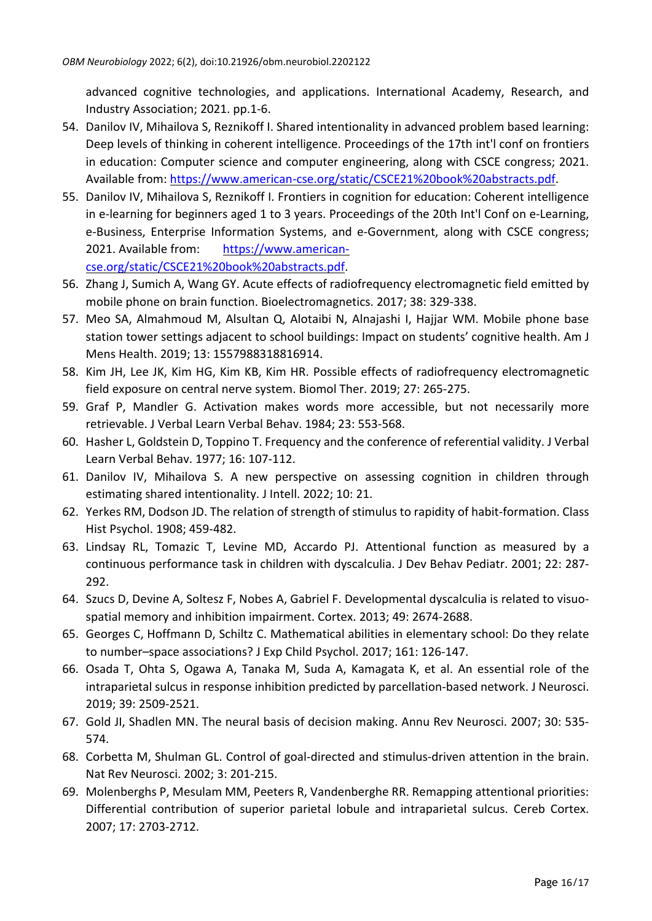advanced cognitive technologies, and applications. International Academy, Research, and Industry Association; 2021. pp.1-6.

54. Danilov IV, Mihailova S, Reznikoff I. Shared intentionality in advanced problem based learning: Deep levels of thinking in coherent intelligence. Proceedings of the 17th int'l conf on frontiers in education: Computer science and computer engineering, along with CSCE congress; 2021. Available from: https://www.american-cse.org/static/CSCE21%20book%20abstracts.pdf.
55. Danilov IV, Mihailova S, Reznikoff I. Frontiers in cognition for education: Coherent intelligence in e-learning for beginners aged 1 to 3 years. Proceedings of the 20th Int'l Conf on e-Learning, e-Business, Enterprise Information Systems, and e-Government, along with CSCE congress; 2021. Available from: https://www.american-cse.org/static/CSCE21%20book%20abstracts.pdf.
56. Zhang J, Sumich A, Wang GY. Acute effects of radiofrequency electromagnetic field emitted by mobile phone on brain function. Bioelectromagnetics. 2017; 38: 329-338.
57. Meo SA, Almahmoud M, Alsultan Q, Alotaibi N, Alnajashi I, Hajjar WM. Mobile phone base station tower settings adjacent to school buildings: Impact on students' cognitive health. Am J Mens Health. 2019; 13: 1557988318816914.
58. Kim JH, Lee JK, Kim HG, Kim KB, Kim HR. Possible effects of radiofrequency electromagnetic field exposure on central nerve system. Biomol Ther. 2019; 27: 265-275.
59. Graf P, Mandler G. Activation makes words more accessible, but not necessarily more retrievable. J Verbal Learn Verbal Behav. 1984; 23: 553-568.
60. Hasher L, Goldstein D, Toppino T. Frequency and the conference of referential validity. J Verbal Learn Verbal Behav. 1977; 16: 107-112.
61. Danilov IV, Mihailova S. A new perspective on assessing cognition in children through estimating shared intentionality. J Intell. 2022; 10: 21.
62. Yerkes RM, Dodson JD. The relation of strength of stimulus to rapidity of habit-formation. Class Hist Psychol. 1908; 459-482.
63. Lindsay RL, Tomazic T, Levine MD, Accardo PJ. Attentional function as measured by a continuous performance task in children with dyscalculia. J Dev Behav Pediatr. 2001; 22: 287-292.
64. Szucs D, Devine A, Soltesz F, Nobes A, Gabriel F. Developmental dyscalculia is related to visuo-spatial memory and inhibition impairment. Cortex. 2013; 49: 2674-2688.
65. Georges C, Hoffmann D, Schiltz C. Mathematical abilities in elementary school: Do they relate to number–space associations? J Exp Child Psychol. 2017; 161: 126-147.
66. Osada T, Ohta S, Ogawa A, Tanaka M, Suda A, Kamagata K, et al. An essential role of the intraparietal sulcus in response inhibition predicted by parcellation-based network. J Neurosci. 2019; 39: 2509-2521.
67. Gold JI, Shadlen MN. The neural basis of decision making. Annu Rev Neurosci. 2007; 30: 535-574.
68. Corbetta M, Shulman GL. Control of goal-directed and stimulus-driven attention in the brain. Nat Rev Neurosci. 2002; 3: 201-215.
69. Molenberghs P, Mesulam MM, Peeters R, Vandenberghe RR. Remapping attentional priorities: Differential contribution of superior parietal lobule and intraparietal sulcus. Cereb Cortex. 2007; 17: 2703-2712.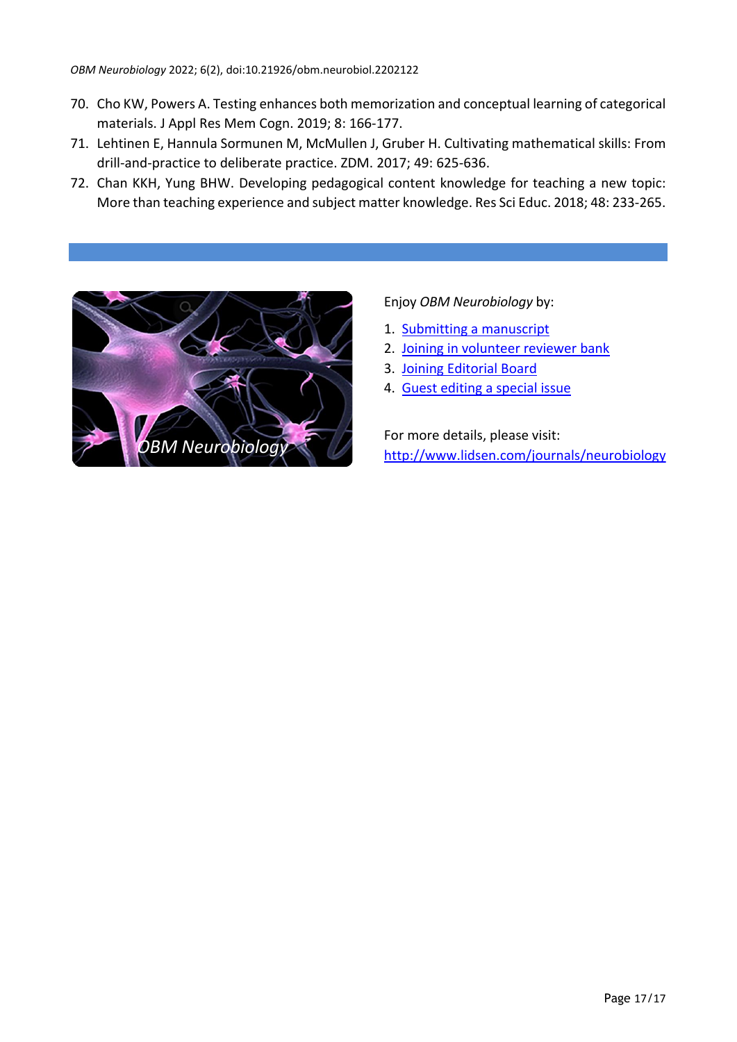70. Cho KW, Powers A. Testing enhances both memorization and conceptual learning of categorical materials. J Appl Res Mem Cogn. 2019; 8: 166-177.
71. Lehtinen E, Hannula Sormunen M, McMullen J, Gruber H. Cultivating mathematical skills: From drill-and-practice to deliberate practice. ZDM. 2017; 49: 625-636.
72. Chan KKH, Yung BHW. Developing pedagogical content knowledge for teaching a new topic: More than teaching experience and subject matter knowledge. Res Sci Educ. 2018; 48: 233-265.

Enjoy *OBM Neurobiology* by:

1. Submitting a manuscript
2. Joining in volunteer reviewer bank
3. Joining Editorial Board
4. Guest editing a special issue

For more details, please visit:
http://www.lidsen.com/journals/neurobiology